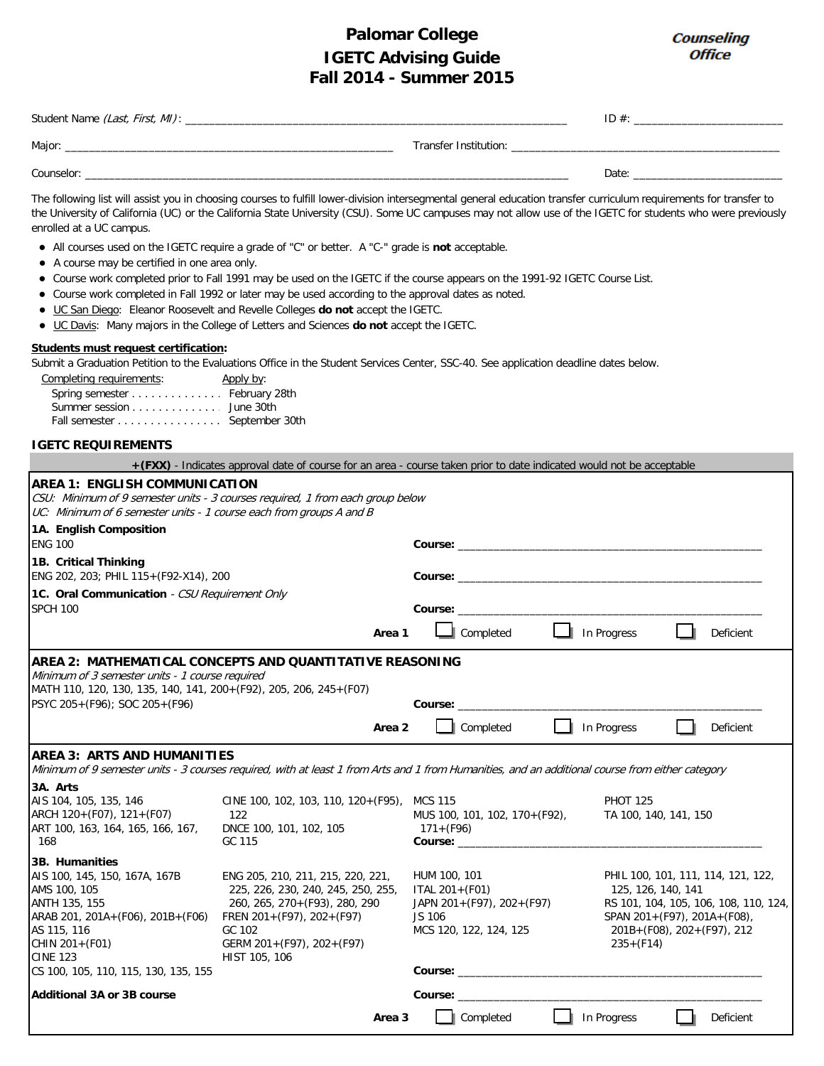# Palomar College
## IGETC Advising Guide
## Fall 2014 - Summer 2015

Counseling Office

Student Name *(Last, First, MI)*: ______________________________ ID #: ______________

Major: ______________________________ Transfer Institution: ______________________________

Counselor: ______________________________ Date: ______________

The following list will assist you in choosing courses to fulfill lower-division intersegmental general education transfer curriculum requirements for transfer to the University of California (UC) or the California State University (CSU). Some UC campuses may not allow use of the IGETC for students who were previously enrolled at a UC campus.

- All courses used on the IGETC require a grade of "C" or better. A "C-" grade is **not** acceptable.
- A course may be certified in one area only.
- Course work completed prior to Fall 1991 may be used on the IGETC if the course appears on the 1991-92 IGETC Course List.
- Course work completed in Fall 1992 or later may be used according to the approval dates as noted.
- UC San Diego: Eleanor Roosevelt and Revelle Colleges **do not** accept the IGETC.
- UC Davis: Many majors in the College of Letters and Sciences **do not** accept the IGETC.

**Students must request certification:**

Submit a Graduation Petition to the Evaluations Office in the Student Services Center, SSC-40. See application deadline dates below.

| Completing requirements: | Apply by: |
|---|---|
| Spring semester | February 28th |
| Summer session | June 30th |
| Fall semester | September 30th |

### IGETC REQUIREMENTS

**+(FXX)** - Indicates approval date of course for an area - course taken prior to date indicated would not be acceptable

### AREA 1: ENGLISH COMMUNICATION

*CSU: Minimum of 9 semester units - 3 courses required, 1 from each group below*
*UC: Minimum of 6 semester units - 1 course each from groups A and B*

**1A. English Composition**
ENG 100

Course: ______________________________

**1B. Critical Thinking**
ENG 202, 203; PHIL 115+(F92-X14), 200

Course: ______________________________

**1C. Oral Communication** - *CSU Requirement Only*
SPCH 100

Course: ______________________________

**Area 1** ☐ Completed ☐ In Progress ☐ Deficient

### AREA 2: MATHEMATICAL CONCEPTS AND QUANTITATIVE REASONING

*Minimum of 3 semester units - 1 course required*

MATH 110, 120, 130, 135, 140, 141, 200+(F92), 205, 206, 245+(F07)
PSYC 205+(F96); SOC 205+(F96)

Course: ______________________________

**Area 2** ☐ Completed ☐ In Progress ☐ Deficient

### AREA 3: ARTS AND HUMANITIES

*Minimum of 9 semester units - 3 courses required, with at least 1 from Arts and 1 from Humanities, and an additional course from either category*

**3A. Arts**

AIS 104, 105, 135, 146
ARCH 120+(F07), 121+(F07)
ART 100, 163, 164, 165, 166, 167, 168
CINE 100, 102, 103, 110, 120+(F95), 122
DNCE 100, 101, 102, 105
GC 115
MCS 115
MUS 100, 101, 102, 170+(F92), 171+(F96)
PHOT 125
TA 100, 140, 141, 150

Course: ______________________________

**3B. Humanities**

AIS 100, 145, 150, 167A, 167B
AMS 100, 105
ANTH 135, 155
ARAB 201, 201A+(F06), 201B+(F06)
AS 115, 116
CHIN 201+(F01)
CINE 123
CS 100, 105, 110, 115, 130, 135, 155
ENG 205, 210, 211, 215, 220, 221, 225, 226, 230, 240, 245, 250, 255, 260, 265, 270+(F93), 280, 290
FREN 201+(F97), 202+(F97)
GC 102
GERM 201+(F97), 202+(F97)
HIST 105, 106
HUM 100, 101
ITAL 201+(F01)
JAPN 201+(F97), 202+(F97)
JS 106
MCS 120, 122, 124, 125
PHIL 100, 101, 111, 114, 121, 122, 125, 126, 140, 141
RS 101, 104, 105, 106, 108, 110, 124, 235+(F14)
SPAN 201+(F97), 201A+(F08), 201B+(F08), 202+(F97), 212

Course: ______________________________

**Additional 3A or 3B course**

Course: ______________________________

**Area 3** ☐ Completed ☐ In Progress ☐ Deficient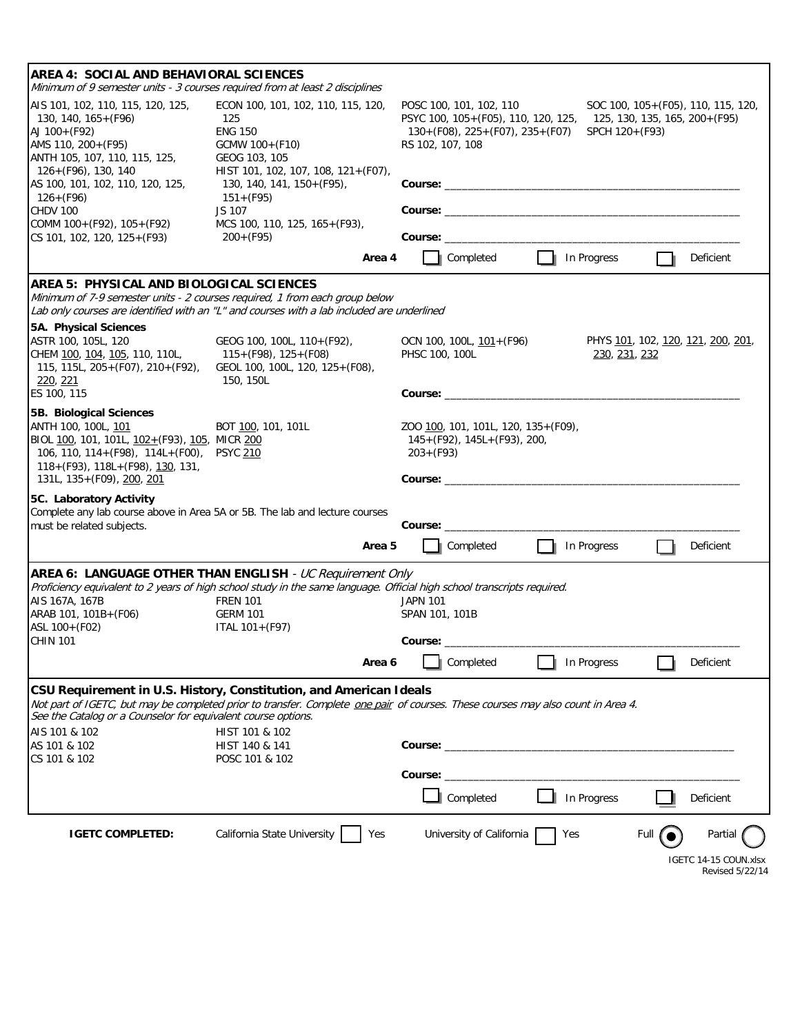## AREA 4: SOCIAL AND BEHAVIORAL SCIENCES

*Minimum of 9 semester units - 3 courses required from at least 2 disciplines*

AIS 101, 102, 110, 115, 120, 125, 130, 140, 165+(F96)
AJ 100+(F92)
AMS 110, 200+(F95)
ANTH 105, 107, 110, 115, 125, 126+(F96), 130, 140
AS 100, 101, 102, 110, 120, 125, 126+(F96)
CHDV 100
COMM 100+(F92), 105+(F92)
CS 101, 102, 120, 125+(F93)

ECON 100, 101, 102, 110, 115, 120, 125
ENG 150
GCMW 100+(F10)
GEOG 103, 105
HIST 101, 102, 107, 108, 121+(F07), 130, 140, 141, 150+(F95), 151+(F95)
JS 107
MCS 100, 110, 125, 165+(F93), 200+(F95)

POSC 100, 101, 102, 110
PSYC 100, 105+(F05), 110, 120, 125, 130+(F08), 225+(F07), 235+(F07)
RS 102, 107, 108

SOC 100, 105+(F05), 110, 115, 120, 125, 130, 135, 165, 200+(F95)
SPCH 120+(F93)

**Course:** ____________________

**Course:** ____________________

**Course:** ____________________

**Area 4** ☐ Completed ☐ In Progress ☐ Deficient

## AREA 5: PHYSICAL AND BIOLOGICAL SCIENCES

*Minimum of 7-9 semester units - 2 courses required, 1 from each group below*
*Lab only courses are identified with an "L" and courses with a lab included are underlined*

### 5A. Physical Sciences

ASTR 100, 105L, 120
CHEM 100, 104, 105, 110, 110L, 115, 115L, 205+(F07), 210+(F92), 220, 221
ES 100, 115

GEOG 100, 100L, 110+(F92), 115+(F98), 125+(F08)
GEOL 100, 100L, 120, 125+(F08), 150, 150L

OCN 100, 100L, 101+(F96)
PHSC 100, 100L

PHYS 101, 102, 120, 121, 200, 201, 230, 231, 232

**Course:** ____________________

### 5B. Biological Sciences

ANTH 100, 100L, 101
BIOL 100, 101, 101L, 102+(F93), 105, 106, 110, 114+(F98), 114L+(F00), 118+(F93), 118L+(F98), 130, 131, 131L, 135+(F09), 200, 201

BOT 100, 101, 101L
MICR 200
PSYC 210

ZOO 100, 101, 101L, 120, 135+(F09), 145+(F92), 145L+(F93), 200, 203+(F93)

**Course:** ____________________

### 5C. Laboratory Activity

Complete any lab course above in Area 5A or 5B. The lab and lecture courses must be related subjects.

**Course:** ____________________

**Area 5** ☐ Completed ☐ In Progress ☐ Deficient

## AREA 6: LANGUAGE OTHER THAN ENGLISH - *UC Requirement Only*

*Proficiency equivalent to 2 years of high school study in the same language. Official high school transcripts required.*

AIS 167A, 167B
ARAB 101, 101B+(F06)
ASL 100+(F02)
CHIN 101

FREN 101
GERM 101
ITAL 101+(F97)

JAPN 101
SPAN 101, 101B

**Course:** ____________________

**Area 6** ☐ Completed ☐ In Progress ☐ Deficient

## CSU Requirement in U.S. History, Constitution, and American Ideals

*Not part of IGETC, but may be completed prior to transfer. Complete one pair of courses. These courses may also count in Area 4.*
*See the Catalog or a Counselor for equivalent course options.*

AIS 101 & 102
AS 101 & 102
CS 101 & 102

HIST 101 & 102
HIST 140 & 141
POSC 101 & 102

**Course:** ____________________

**Course:** ____________________

☐ Completed ☐ In Progress ☐ Deficient

**IGETC COMPLETED:** California State University ☐ Yes University of California ☐ Yes Full ◉ Partial ○

IGETC 14-15 COUN.xlsx
Revised 5/22/14